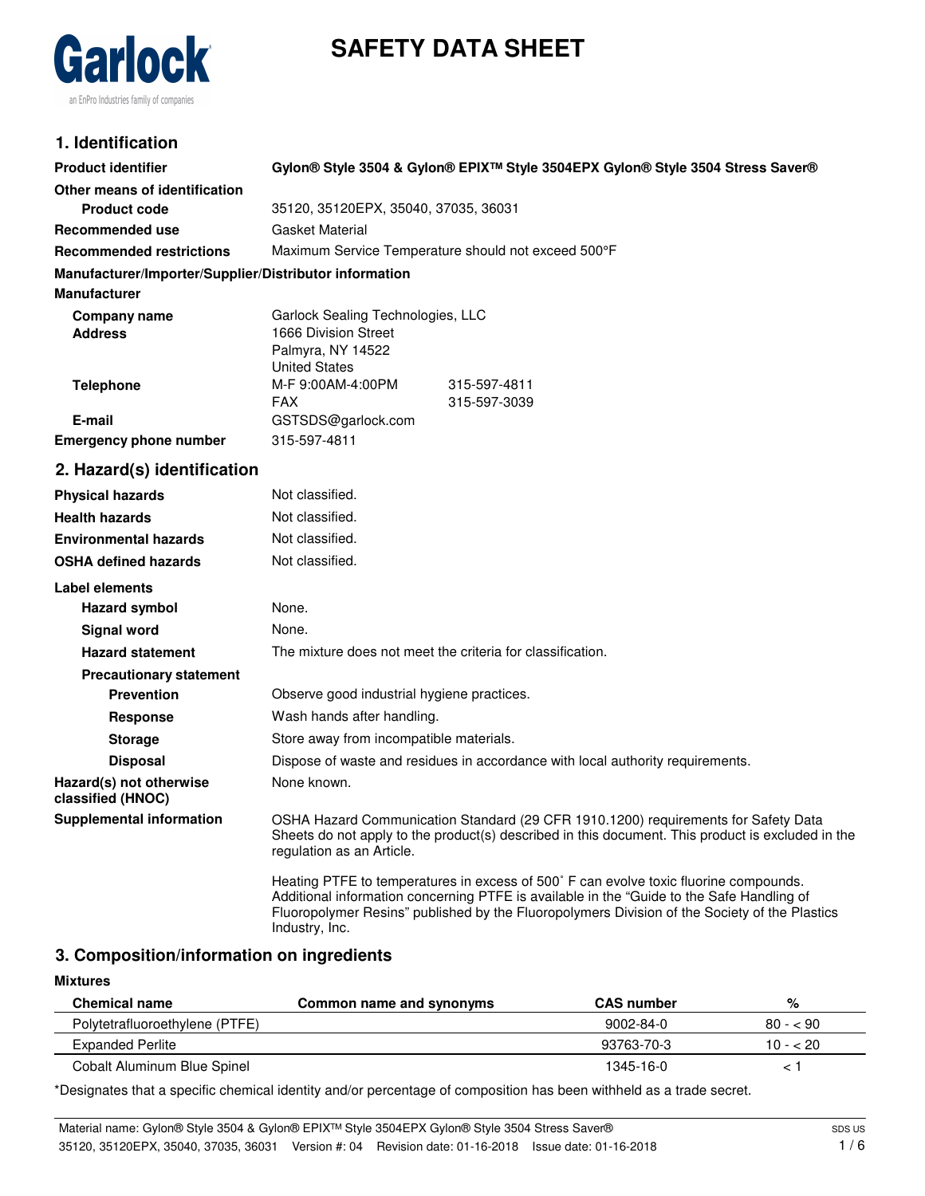Garlock
an EnPro Industries family of companies

# SAFETY DATA SHEET

## 1. Identification

| | |
|---|---|
| **Product identifier** | **Gylon® Style 3504 & Gylon® EPIX™ Style 3504EPX Gylon® Style 3504 Stress Saver®** |
| **Other means of identification** | |
| **Product code** | 35120, 35120EPX, 35040, 37035, 36031 |
| **Recommended use** | Gasket Material |
| **Recommended restrictions** | Maximum Service Temperature should not exceed 500°F |

**Manufacturer/Importer/Supplier/Distributor information**

**Manufacturer**

| | | |
|---|---|---|
| **Company name** | Garlock Sealing Technologies, LLC | |
| **Address** | 1666 Division Street<br>Palmyra, NY 14522<br>United States | |
| **Telephone** | M-F 9:00AM-4:00PM | 315-597-4811 |
| | FAX | 315-597-3039 |
| **E-mail** | GSTSDS@garlock.com | |
| **Emergency phone number** | 315-597-4811 | |

## 2. Hazard(s) identification

| | |
|---|---|
| **Physical hazards** | Not classified. |
| **Health hazards** | Not classified. |
| **Environmental hazards** | Not classified. |
| **OSHA defined hazards** | Not classified. |

**Label elements**

| | |
|---|---|
| **Hazard symbol** | None. |
| **Signal word** | None. |
| **Hazard statement** | The mixture does not meet the criteria for classification. |
| **Precautionary statement** | |
| **Prevention** | Observe good industrial hygiene practices. |
| **Response** | Wash hands after handling. |
| **Storage** | Store away from incompatible materials. |
| **Disposal** | Dispose of waste and residues in accordance with local authority requirements. |
| **Hazard(s) not otherwise classified (HNOC)** | None known. |
| **Supplemental information** | OSHA Hazard Communication Standard (29 CFR 1910.1200) requirements for Safety Data Sheets do not apply to the product(s) described in this document. This product is excluded in the regulation as an Article. |

Heating PTFE to temperatures in excess of 500˚ F can evolve toxic fluorine compounds. Additional information concerning PTFE is available in the “Guide to the Safe Handling of Fluoropolymer Resins” published by the Fluoropolymers Division of the Society of the Plastics Industry, Inc.

## 3. Composition/information on ingredients

**Mixtures**

| Chemical name | Common name and synonyms | CAS number | % |
|---|---|---|---|
| Polytetrafluoroethylene (PTFE) | | 9002-84-0 | 80 - < 90 |
| Expanded Perlite | | 93763-70-3 | 10 - < 20 |
| Cobalt Aluminum Blue Spinel | | 1345-16-0 | < 1 |

*Designates that a specific chemical identity and/or percentage of composition has been withheld as a trade secret.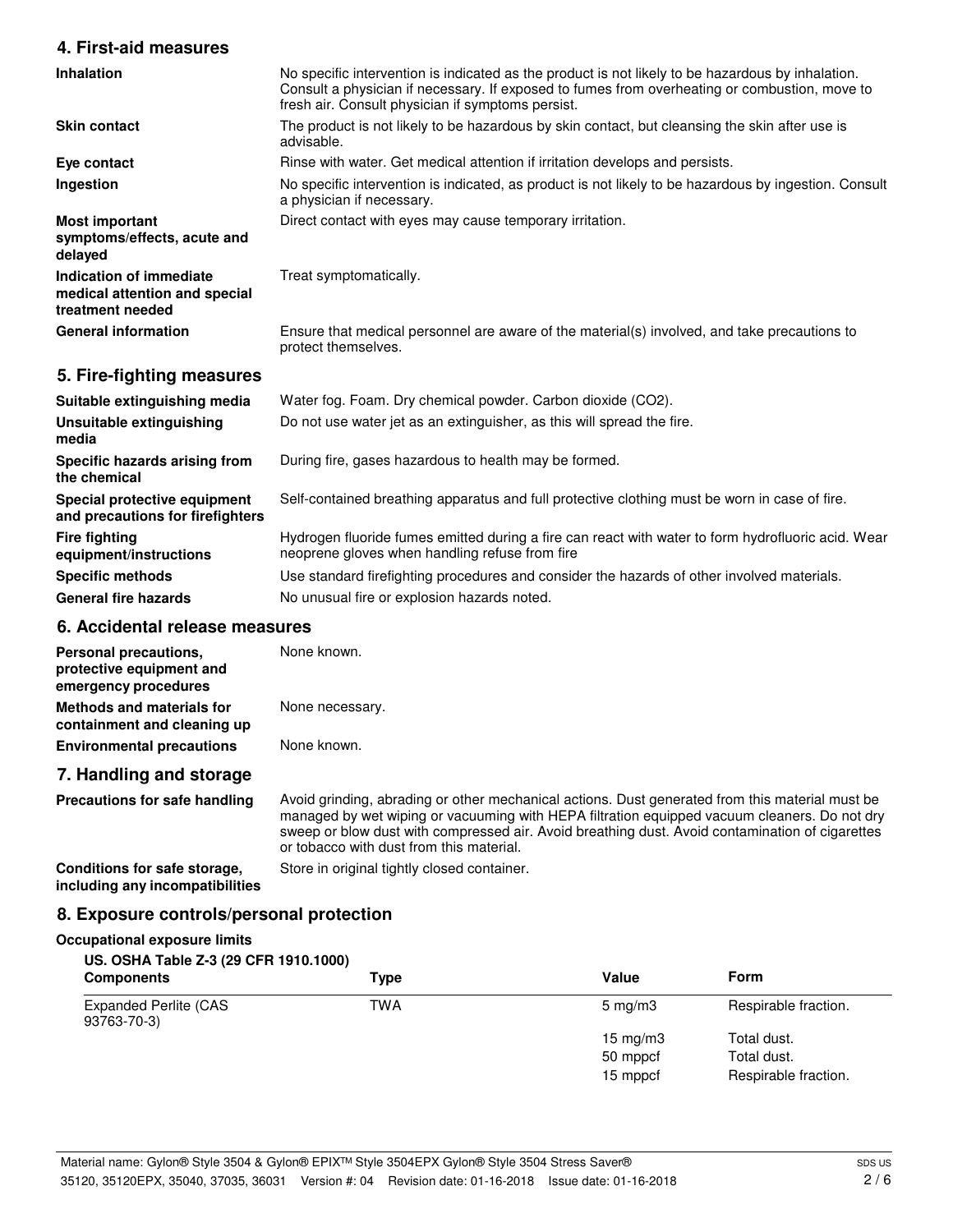## 4. First-aid measures

| | |
|---|---|
| **Inhalation** | No specific intervention is indicated as the product is not likely to be hazardous by inhalation. Consult a physician if necessary. If exposed to fumes from overheating or combustion, move to fresh air. Consult physician if symptoms persist. |
| **Skin contact** | The product is not likely to be hazardous by skin contact, but cleansing the skin after use is advisable. |
| **Eye contact** | Rinse with water. Get medical attention if irritation develops and persists. |
| **Ingestion** | No specific intervention is indicated, as product is not likely to be hazardous by ingestion. Consult a physician if necessary. |
| **Most important symptoms/effects, acute and delayed** | Direct contact with eyes may cause temporary irritation. |
| **Indication of immediate medical attention and special treatment needed** | Treat symptomatically. |
| **General information** | Ensure that medical personnel are aware of the material(s) involved, and take precautions to protect themselves. |

## 5. Fire-fighting measures

| | |
|---|---|
| **Suitable extinguishing media** | Water fog. Foam. Dry chemical powder. Carbon dioxide ($CO_2$). |
| **Unsuitable extinguishing media** | Do not use water jet as an extinguisher, as this will spread the fire. |
| **Specific hazards arising from the chemical** | During fire, gases hazardous to health may be formed. |
| **Special protective equipment and precautions for firefighters** | Self-contained breathing apparatus and full protective clothing must be worn in case of fire. |
| **Fire fighting equipment/instructions** | Hydrogen fluoride fumes emitted during a fire can react with water to form hydrofluoric acid. Wear neoprene gloves when handling refuse from fire |
| **Specific methods** | Use standard firefighting procedures and consider the hazards of other involved materials. |
| **General fire hazards** | No unusual fire or explosion hazards noted. |

## 6. Accidental release measures

| | |
|---|---|
| **Personal precautions, protective equipment and emergency procedures** | None known. |
| **Methods and materials for containment and cleaning up** | None necessary. |
| **Environmental precautions** | None known. |

## 7. Handling and storage

| | |
|---|---|
| **Precautions for safe handling** | Avoid grinding, abrading or other mechanical actions. Dust generated from this material must be managed by wet wiping or vacuuming with HEPA filtration equipped vacuum cleaners. Do not dry sweep or blow dust with compressed air. Avoid breathing dust. Avoid contamination of cigarettes or tobacco with dust from this material. |
| **Conditions for safe storage, including any incompatibilities** | Store in original tightly closed container. |

## 8. Exposure controls/personal protection

**Occupational exposure limits**

**US. OSHA Table Z-3 (29 CFR 1910.1000)**

| Components | Type | Value | Form |
|---|---|---|---|
| Expanded Perlite (CAS 93763-70-3) | TWA | 5 mg/m3 | Respirable fraction. |
| | | 15 mg/m3 | Total dust. |
| | | 50 mppcf | Total dust. |
| | | 15 mppcf | Respirable fraction. |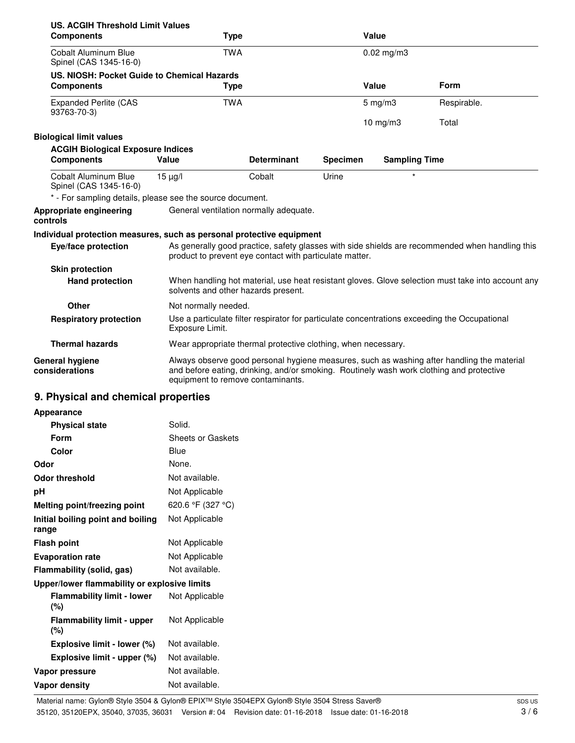**US. ACGIH Threshold Limit Values**

| Components | Type | Value |
|---|---|---|
| Cobalt Aluminum Blue Spinel (CAS 1345-16-0) | TWA | 0.02 mg/m3 |

**US. NIOSH: Pocket Guide to Chemical Hazards**

| Components | Type | Value | Form |
|---|---|---|---|
| Expanded Perlite (CAS 93763-70-3) | TWA | 5 mg/m3 | Respirable. |
| | | 10 mg/m3 | Total |

**Biological limit values**

**ACGIH Biological Exposure Indices**

| Components | Value | Determinant | Specimen | Sampling Time |
|---|---|---|---|---|
| Cobalt Aluminum Blue Spinel (CAS 1345-16-0) | 15 µg/l | Cobalt | Urine | * |

* - For sampling details, please see the source document.

**Appropriate engineering controls** General ventilation normally adequate.

**Individual protection measures, such as personal protective equipment**

**Eye/face protection** As generally good practice, safety glasses with side shields are recommended when handling this product to prevent eye contact with particulate matter.

**Skin protection**

**Hand protection** When handling hot material, use heat resistant gloves. Glove selection must take into account any solvents and other hazards present.

**Other** Not normally needed.

**Respiratory protection** Use a particulate filter respirator for particulate concentrations exceeding the Occupational Exposure Limit.

**Thermal hazards** Wear appropriate thermal protective clothing, when necessary.

**General hygiene considerations** Always observe good personal hygiene measures, such as washing after handling the material and before eating, drinking, and/or smoking. Routinely wash work clothing and protective equipment to remove contaminants.

## 9. Physical and chemical properties

**Appearance**

| | |
|---|---|
| **Physical state** | Solid. |
| **Form** | Sheets or Gaskets |
| **Color** | Blue |
| **Odor** | None. |
| **Odor threshold** | Not available. |
| **pH** | Not Applicable |
| **Melting point/freezing point** | 620.6 °F (327 °C) |
| **Initial boiling point and boiling range** | Not Applicable |
| **Flash point** | Not Applicable |
| **Evaporation rate** | Not Applicable |
| **Flammability (solid, gas)** | Not available. |
| **Upper/lower flammability or explosive limits** | |
| **Flammability limit - lower (%)** | Not Applicable |
| **Flammability limit - upper (%)** | Not Applicable |
| **Explosive limit - lower (%)** | Not available. |
| **Explosive limit - upper (%)** | Not available. |
| **Vapor pressure** | Not available. |
| **Vapor density** | Not available. |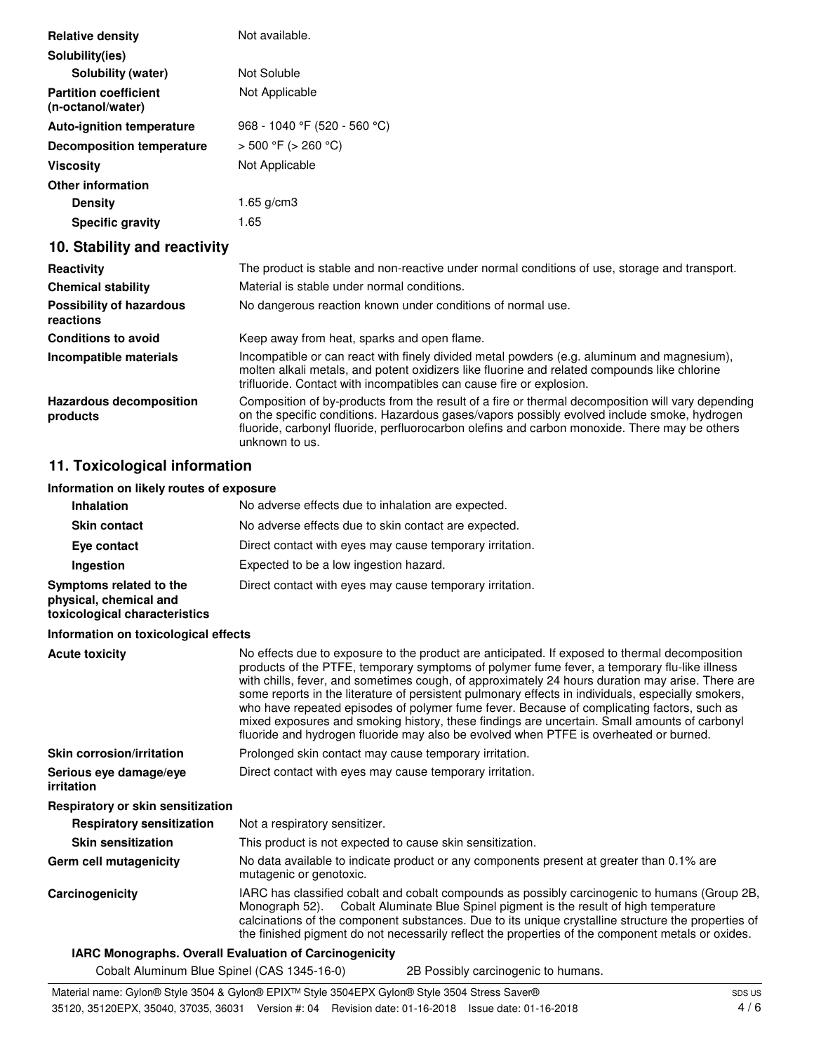| | |
|---|---|
| **Relative density** | Not available. |
| **Solubility(ies)** | |
| **Solubility (water)** | Not Soluble |
| **Partition coefficient (n-octanol/water)** | Not Applicable |
| **Auto-ignition temperature** | 968 - 1040 °F (520 - 560 °C) |
| **Decomposition temperature** | > 500 °F (> 260 °C) |
| **Viscosity** | Not Applicable |
| **Other information** | |
| **Density** | 1.65 g/cm3 |
| **Specific gravity** | 1.65 |

## 10. Stability and reactivity

| | |
|---|---|
| **Reactivity** | The product is stable and non-reactive under normal conditions of use, storage and transport. |
| **Chemical stability** | Material is stable under normal conditions. |
| **Possibility of hazardous reactions** | No dangerous reaction known under conditions of normal use. |
| **Conditions to avoid** | Keep away from heat, sparks and open flame. |
| **Incompatible materials** | Incompatible or can react with finely divided metal powders (e.g. aluminum and magnesium), molten alkali metals, and potent oxidizers like fluorine and related compounds like chlorine trifluoride. Contact with incompatibles can cause fire or explosion. |
| **Hazardous decomposition products** | Composition of by-products from the result of a fire or thermal decomposition will vary depending on the specific conditions. Hazardous gases/vapors possibly evolved include smoke, hydrogen fluoride, carbonyl fluoride, perfluorocarbon olefins and carbon monoxide. There may be others unknown to us. |

## 11. Toxicological information

### Information on likely routes of exposure

| | |
|---|---|
| **Inhalation** | No adverse effects due to inhalation are expected. |
| **Skin contact** | No adverse effects due to skin contact are expected. |
| **Eye contact** | Direct contact with eyes may cause temporary irritation. |
| **Ingestion** | Expected to be a low ingestion hazard. |
| **Symptoms related to the physical, chemical and toxicological characteristics** | Direct contact with eyes may cause temporary irritation. |

### Information on toxicological effects

| | |
|---|---|
| **Acute toxicity** | No effects due to exposure to the product are anticipated. If exposed to thermal decomposition products of the PTFE, temporary symptoms of polymer fume fever, a temporary flu-like illness with chills, fever, and sometimes cough, of approximately 24 hours duration may arise. There are some reports in the literature of persistent pulmonary effects in individuals, especially smokers, who have repeated episodes of polymer fume fever. Because of complicating factors, such as mixed exposures and smoking history, these findings are uncertain. Small amounts of carbonyl fluoride and hydrogen fluoride may also be evolved when PTFE is overheated or burned. |
| **Skin corrosion/irritation** | Prolonged skin contact may cause temporary irritation. |
| **Serious eye damage/eye irritation** | Direct contact with eyes may cause temporary irritation. |
| **Respiratory or skin sensitization** | |
| **Respiratory sensitization** | Not a respiratory sensitizer. |
| **Skin sensitization** | This product is not expected to cause skin sensitization. |
| **Germ cell mutagenicity** | No data available to indicate product or any components present at greater than 0.1% are mutagenic or genotoxic. |
| **Carcinogenicity** | IARC has classified cobalt and cobalt compounds as possibly carcinogenic to humans (Group 2B, Monograph 52). Cobalt Aluminate Blue Spinel pigment is the result of high temperature calcinations of the component substances. Due to its unique crystalline structure the properties of the finished pigment do not necessarily reflect the properties of the component metals or oxides. |

**IARC Monographs. Overall Evaluation of Carcinogenicity**

| | |
|---|---|
| Cobalt Aluminum Blue Spinel (CAS 1345-16-0) | 2B Possibly carcinogenic to humans. |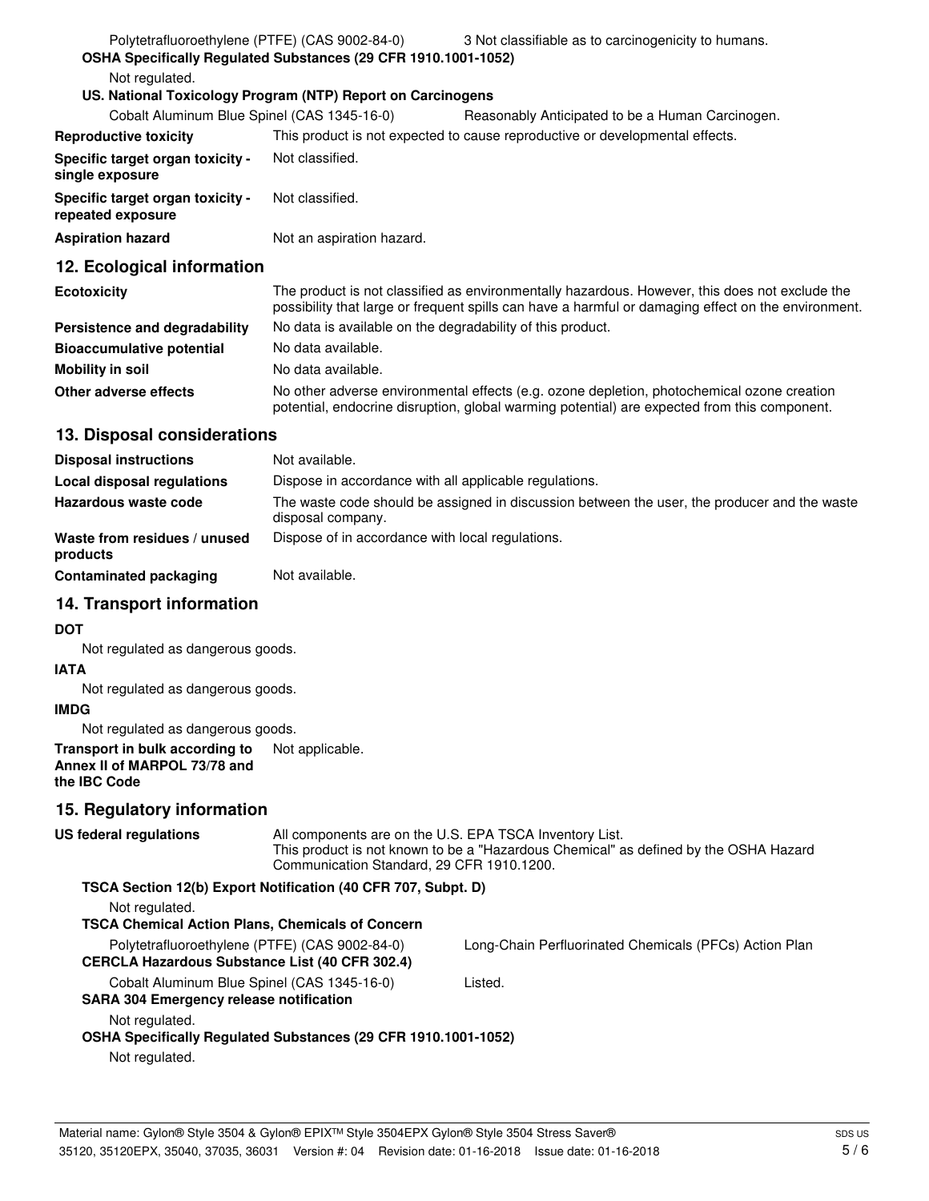Polytetrafluoroethylene (PTFE) (CAS 9002-84-0) 3 Not classifiable as to carcinogenicity to humans.

**OSHA Specifically Regulated Substances (29 CFR 1910.1001-1052)**

Not regulated.

**US. National Toxicology Program (NTP) Report on Carcinogens**

Cobalt Aluminum Blue Spinel (CAS 1345-16-0) Reasonably Anticipated to be a Human Carcinogen.

| | |
|---|---|
| **Reproductive toxicity** | This product is not expected to cause reproductive or developmental effects. |
| **Specific target organ toxicity - single exposure** | Not classified. |
| **Specific target organ toxicity - repeated exposure** | Not classified. |
| **Aspiration hazard** | Not an aspiration hazard. |

## 12. Ecological information

| | |
|---|---|
| **Ecotoxicity** | The product is not classified as environmentally hazardous. However, this does not exclude the possibility that large or frequent spills can have a harmful or damaging effect on the environment. |
| **Persistence and degradability** | No data is available on the degradability of this product. |
| **Bioaccumulative potential** | No data available. |
| **Mobility in soil** | No data available. |
| **Other adverse effects** | No other adverse environmental effects (e.g. ozone depletion, photochemical ozone creation potential, endocrine disruption, global warming potential) are expected from this component. |

## 13. Disposal considerations

| | |
|---|---|
| **Disposal instructions** | Not available. |
| **Local disposal regulations** | Dispose in accordance with all applicable regulations. |
| **Hazardous waste code** | The waste code should be assigned in discussion between the user, the producer and the waste disposal company. |
| **Waste from residues / unused products** | Dispose of in accordance with local regulations. |
| **Contaminated packaging** | Not available. |

## 14. Transport information

**DOT**

Not regulated as dangerous goods.

**IATA**

Not regulated as dangerous goods.

**IMDG**

Not regulated as dangerous goods.

**Transport in bulk according to Annex II of MARPOL 73/78 and the IBC Code** Not applicable.

## 15. Regulatory information

**US federal regulations** All components are on the U.S. EPA TSCA Inventory List. This product is not known to be a "Hazardous Chemical" as defined by the OSHA Hazard Communication Standard, 29 CFR 1910.1200.

**TSCA Section 12(b) Export Notification (40 CFR 707, Subpt. D)**

Not regulated.

**TSCA Chemical Action Plans, Chemicals of Concern**

Polytetrafluoroethylene (PTFE) (CAS 9002-84-0) Long-Chain Perfluorinated Chemicals (PFCs) Action Plan

**CERCLA Hazardous Substance List (40 CFR 302.4)**

Cobalt Aluminum Blue Spinel (CAS 1345-16-0) Listed.

**SARA 304 Emergency release notification**

Not regulated.

**OSHA Specifically Regulated Substances (29 CFR 1910.1001-1052)**

Not regulated.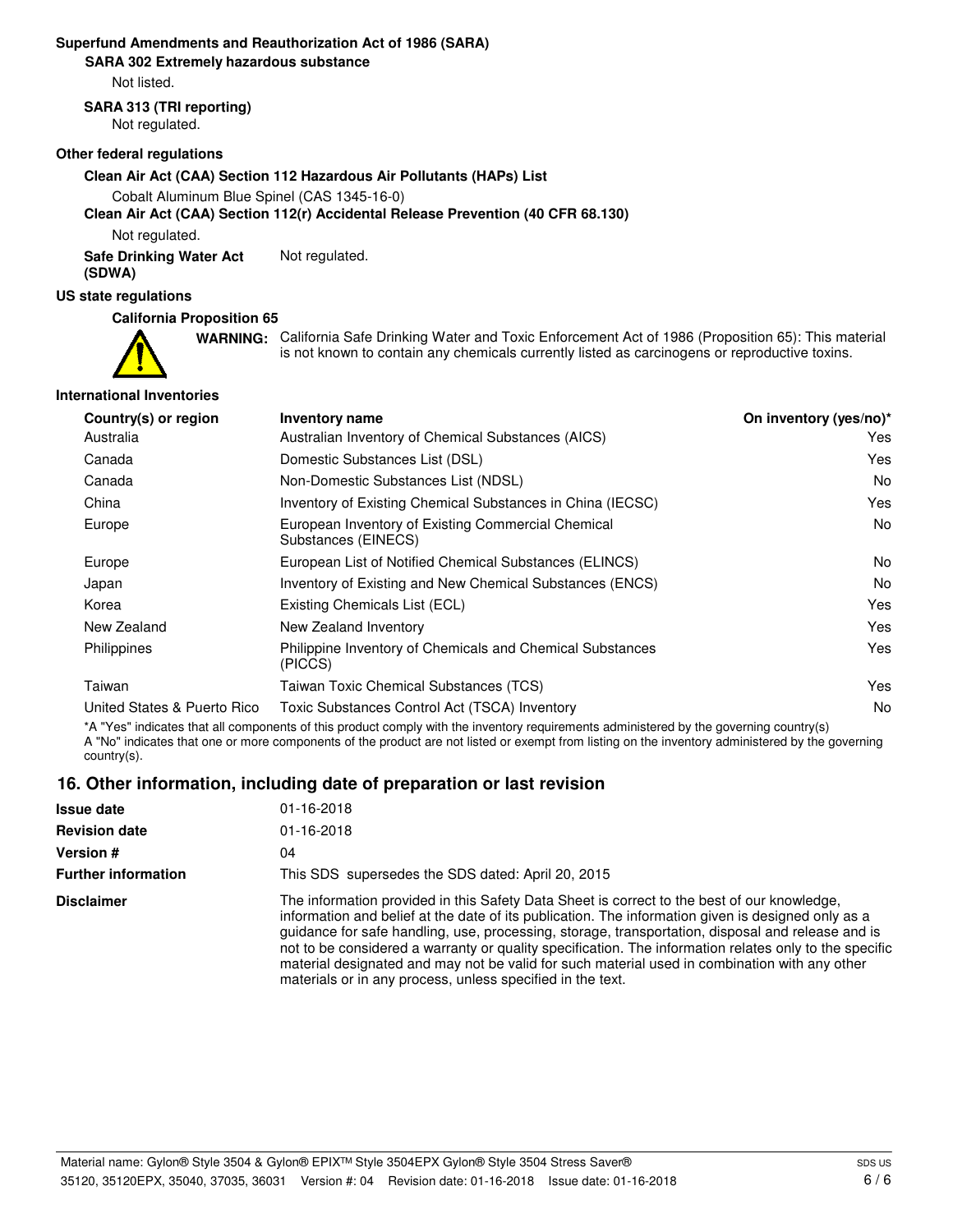**Superfund Amendments and Reauthorization Act of 1986 (SARA)**

**SARA 302 Extremely hazardous substance**

Not listed.

**SARA 313 (TRI reporting)**

Not regulated.

**Other federal regulations**

**Clean Air Act (CAA) Section 112 Hazardous Air Pollutants (HAPs) List**

Cobalt Aluminum Blue Spinel (CAS 1345-16-0)

**Clean Air Act (CAA) Section 112(r) Accidental Release Prevention (40 CFR 68.130)**

Not regulated.

**Safe Drinking Water Act (SDWA)** Not regulated.

**US state regulations**

**California Proposition 65**

**WARNING:** California Safe Drinking Water and Toxic Enforcement Act of 1986 (Proposition 65): This material is not known to contain any chemicals currently listed as carcinogens or reproductive toxins.

**International Inventories**

| Country(s) or region | Inventory name | On inventory (yes/no)* |
|---|---|---|
| Australia | Australian Inventory of Chemical Substances (AICS) | Yes |
| Canada | Domestic Substances List (DSL) | Yes |
| Canada | Non-Domestic Substances List (NDSL) | No |
| China | Inventory of Existing Chemical Substances in China (IECSC) | Yes |
| Europe | European Inventory of Existing Commercial Chemical Substances (EINECS) | No |
| Europe | European List of Notified Chemical Substances (ELINCS) | No |
| Japan | Inventory of Existing and New Chemical Substances (ENCS) | No |
| Korea | Existing Chemicals List (ECL) | Yes |
| New Zealand | New Zealand Inventory | Yes |
| Philippines | Philippine Inventory of Chemicals and Chemical Substances (PICCS) | Yes |
| Taiwan | Taiwan Toxic Chemical Substances (TCS) | Yes |
| United States & Puerto Rico | Toxic Substances Control Act (TSCA) Inventory | No |

*A "Yes" indicates that all components of this product comply with the inventory requirements administered by the governing country(s)
A "No" indicates that one or more components of the product are not listed or exempt from listing on the inventory administered by the governing country(s).

## 16. Other information, including date of preparation or last revision

**Issue date** 01-16-2018

**Revision date** 01-16-2018

**Version #** 04

**Further information** This SDS supersedes the SDS dated: April 20, 2015

**Disclaimer** The information provided in this Safety Data Sheet is correct to the best of our knowledge, information and belief at the date of its publication. The information given is designed only as a guidance for safe handling, use, processing, storage, transportation, disposal and release and is not to be considered a warranty or quality specification. The information relates only to the specific material designated and may not be valid for such material used in combination with any other materials or in any process, unless specified in the text.